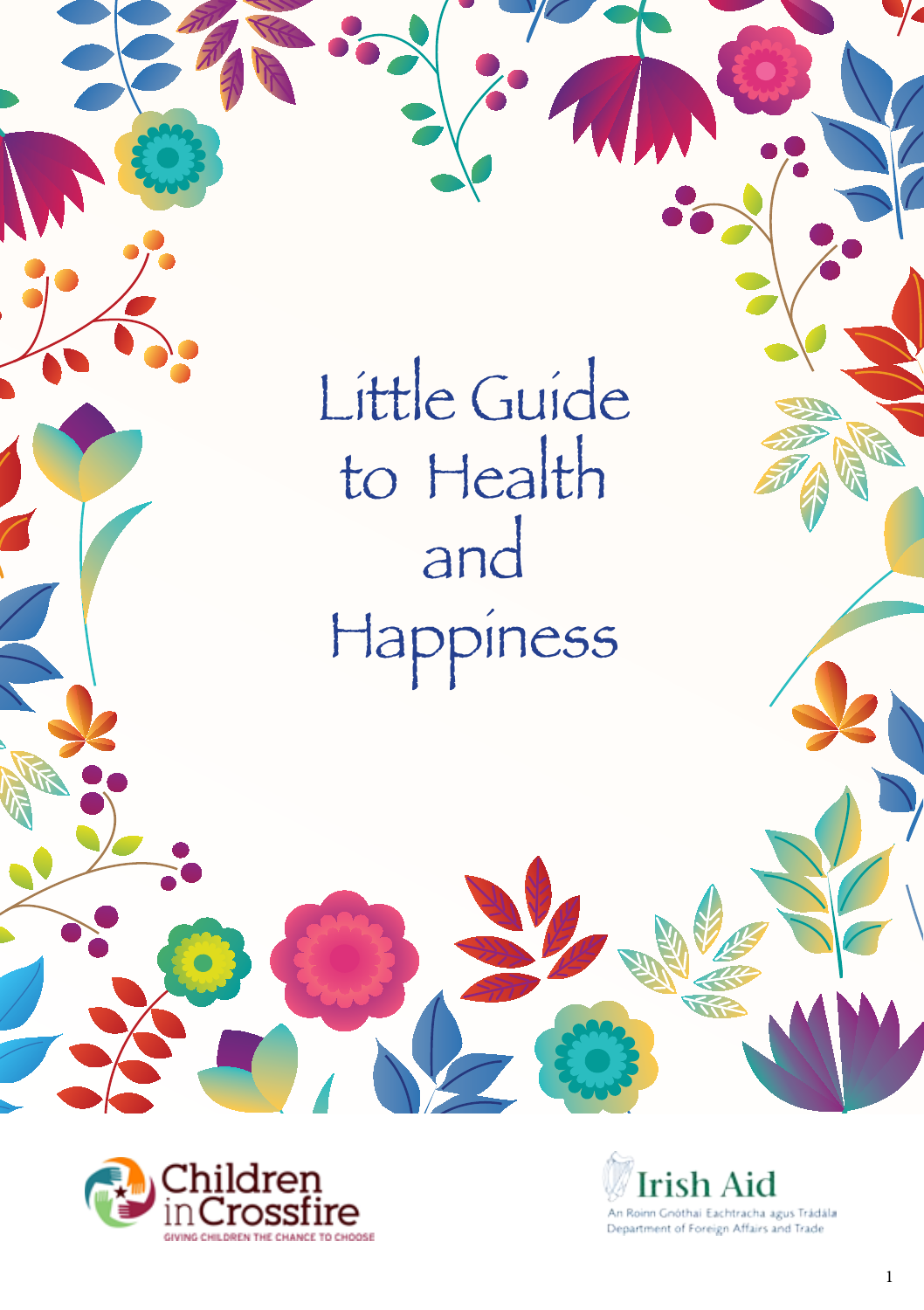# Little Guide to Health and Happiness

Children in Crossfire

GIVING CHILDREN THE CHANCE TO CHOOSE

Irish Aid

An Roinn Gnóthaí Eachtracha agus Trádála

Department of Foreign Affairs and Trade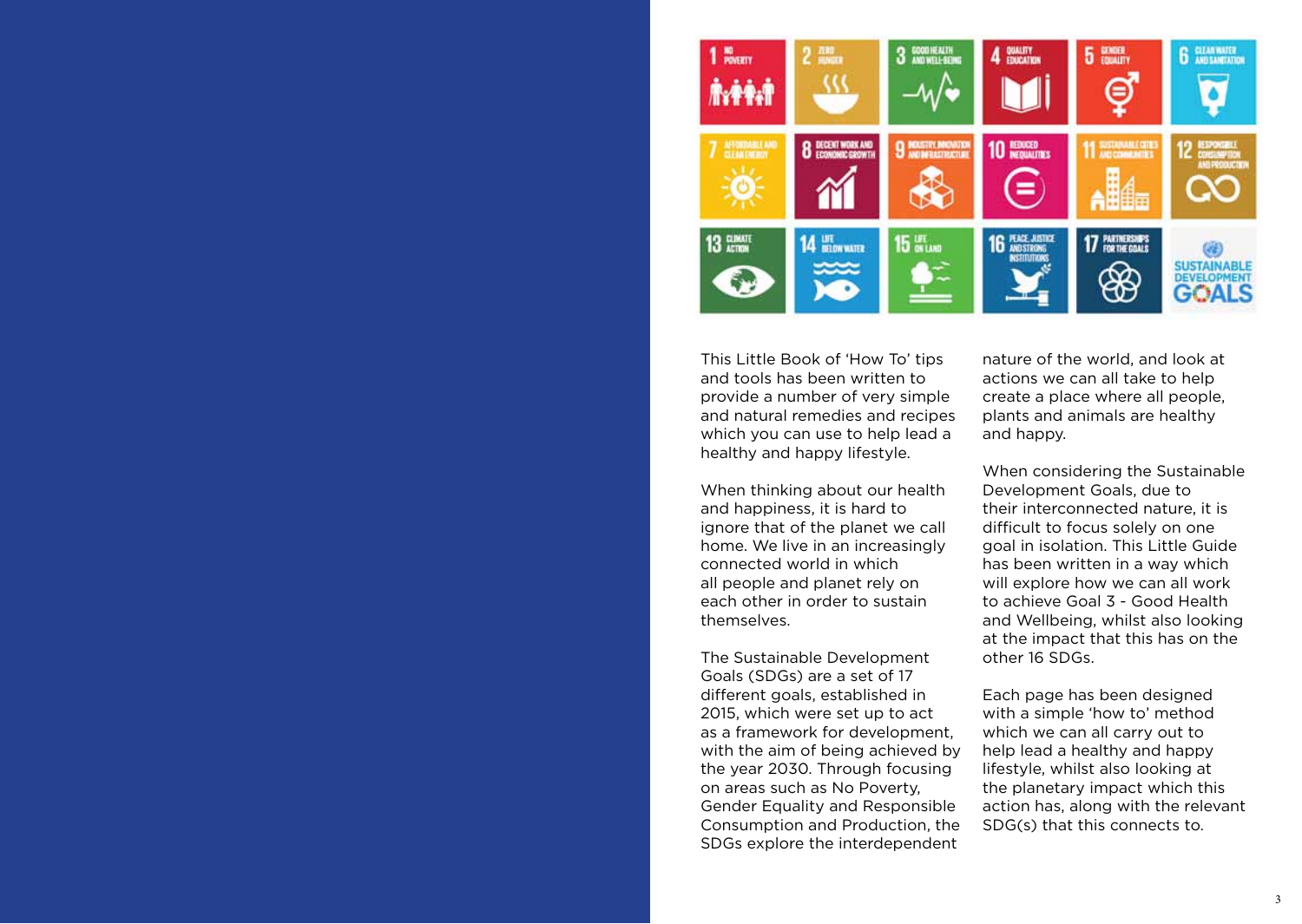This Little Book of 'How To' tips and tools has been written to provide a number of very simple and natural remedies and recipes which you can use to help lead a healthy and happy lifestyle.

When thinking about our health and happiness, it is hard to ignore that of the planet we call home. We live in an increasingly connected world in which all people and planet rely on each other in order to sustain themselves.

The Sustainable Development Goals (SDGs) are a set of 17 different goals, established in 2015, which were set up to act as a framework for development, with the aim of being achieved by the year 2030. Through focusing on areas such as No Poverty, Gender Equality and Responsible Consumption and Production, the SDGs explore the interdependent nature of the world, and look at actions we can all take to help create a place where all people, plants and animals are healthy and happy.

When considering the Sustainable Development Goals, due to their interconnected nature, it is difficult to focus solely on one goal in isolation. This Little Guide has been written in a way which will explore how we can all work to achieve Goal 3 - Good Health and Wellbeing, whilst also looking at the impact that this has on the other 16 SDGs.

Each page has been designed with a simple 'how to' method which we can all carry out to help lead a healthy and happy lifestyle, whilst also looking at the planetary impact which this action has, along with the relevant SDG(s) that this connects to.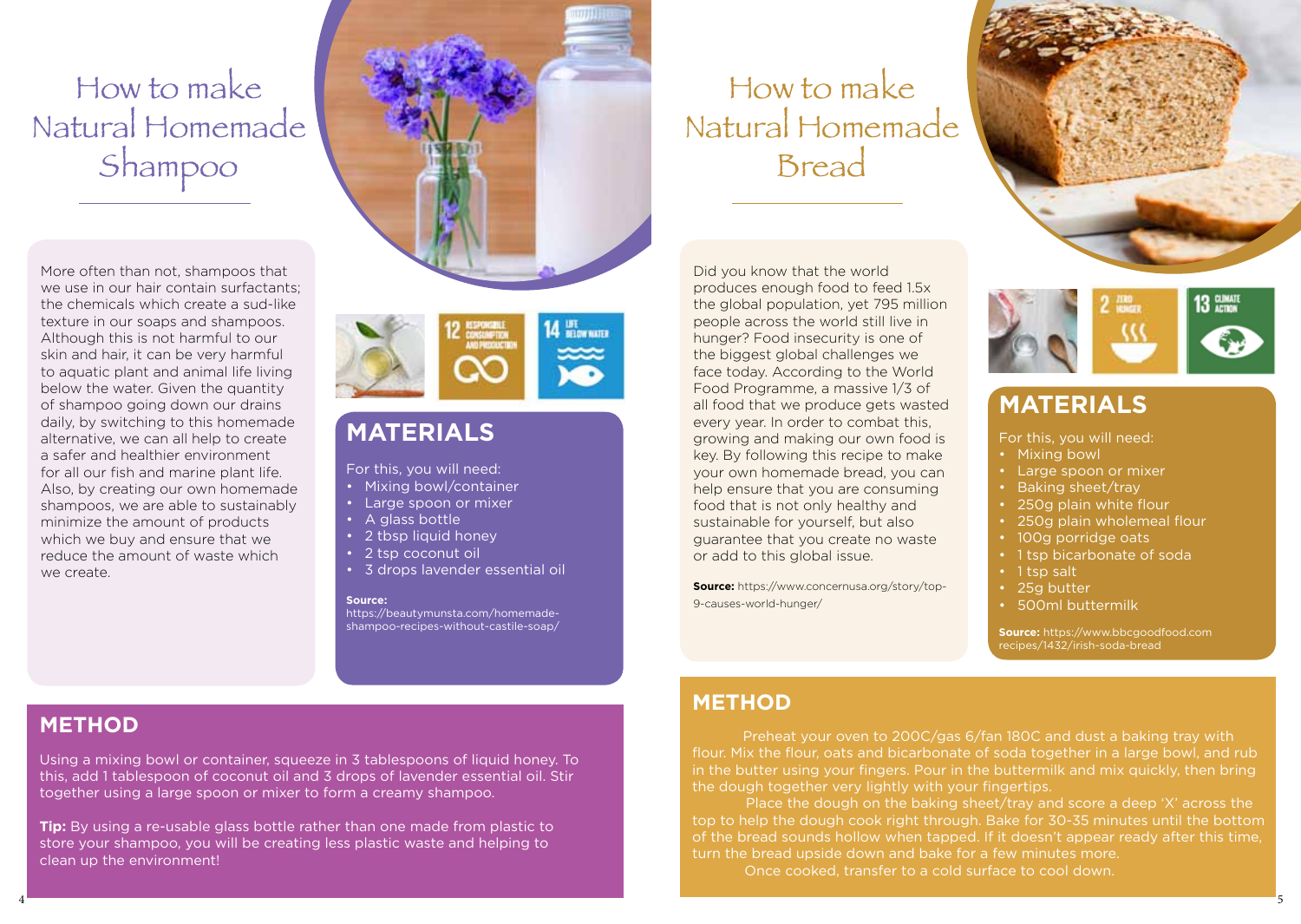# How to make Natural Homemade Shampoo

More often than not, shampoos that we use in our hair contain surfactants; the chemicals which create a sud-like texture in our soaps and shampoos. Although this is not harmful to our skin and hair, it can be very harmful to aquatic plant and animal life living below the water. Given the quantity of shampoo going down our drains daily, by switching to this homemade alternative, we can all help to create a safer and healthier environment for all our fish and marine plant life. Also, by creating our own homemade shampoos, we are able to sustainably minimize the amount of products which we buy and ensure that we reduce the amount of waste which we create.

12 RESPONSIBLE CONSUMPTION AND PRODUCTION

14 LIFE BELOW WATER

## MATERIALS

For this, you will need:

- Mixing bowl/container
- Large spoon or mixer
- A glass bottle
- 2 tbsp liquid honey
- 2 tsp coconut oil
- 3 drops lavender essential oil

**Source:**
https://beautymunsta.com/homemade-shampoo-recipes-without-castile-soap/

## METHOD

Using a mixing bowl or container, squeeze in 3 tablespoons of liquid honey. To this, add 1 tablespoon of coconut oil and 3 drops of lavender essential oil. Stir together using a large spoon or mixer to form a creamy shampoo.

**Tip:** By using a re-usable glass bottle rather than one made from plastic to store your shampoo, you will be creating less plastic waste and helping to clean up the environment!

# How to make Natural Homemade Bread

Did you know that the world produces enough food to feed 1.5x the global population, yet 795 million people across the world still live in hunger? Food insecurity is one of the biggest global challenges we face today. According to the World Food Programme, a massive 1/3 of all food that we produce gets wasted every year. In order to combat this, growing and making our own food is key. By following this recipe to make your own homemade bread, you can help ensure that you are consuming food that is not only healthy and sustainable for yourself, but also guarantee that you create no waste or add to this global issue.

**Source:** https://www.concernusa.org/story/top-9-causes-world-hunger/

2 ZERO HUNGER

13 CLIMATE ACTION

## MATERIALS

For this, you will need:

- Mixing bowl
- Large spoon or mixer
- Baking sheet/tray
- 250g plain white flour
- 250g plain wholemeal flour
- 100g porridge oats
- 1 tsp bicarbonate of soda
- 1 tsp salt
- 25g butter
- 500ml buttermilk

**Source:** https://www.bbcgoodfood.com recipes/1432/irish-soda-bread

## METHOD

Preheat your oven to 200C/gas 6/fan 180C and dust a baking tray with flour. Mix the flour, oats and bicarbonate of soda together in a large bowl, and rub in the butter using your fingers. Pour in the buttermilk and mix quickly, then bring the dough together very lightly with your fingertips.

Place the dough on the baking sheet/tray and score a deep 'X' across the top to help the dough cook right through. Bake for 30-35 minutes until the bottom of the bread sounds hollow when tapped. If it doesn't appear ready after this time, turn the bread upside down and bake for a few minutes more.

Once cooked, transfer to a cold surface to cool down.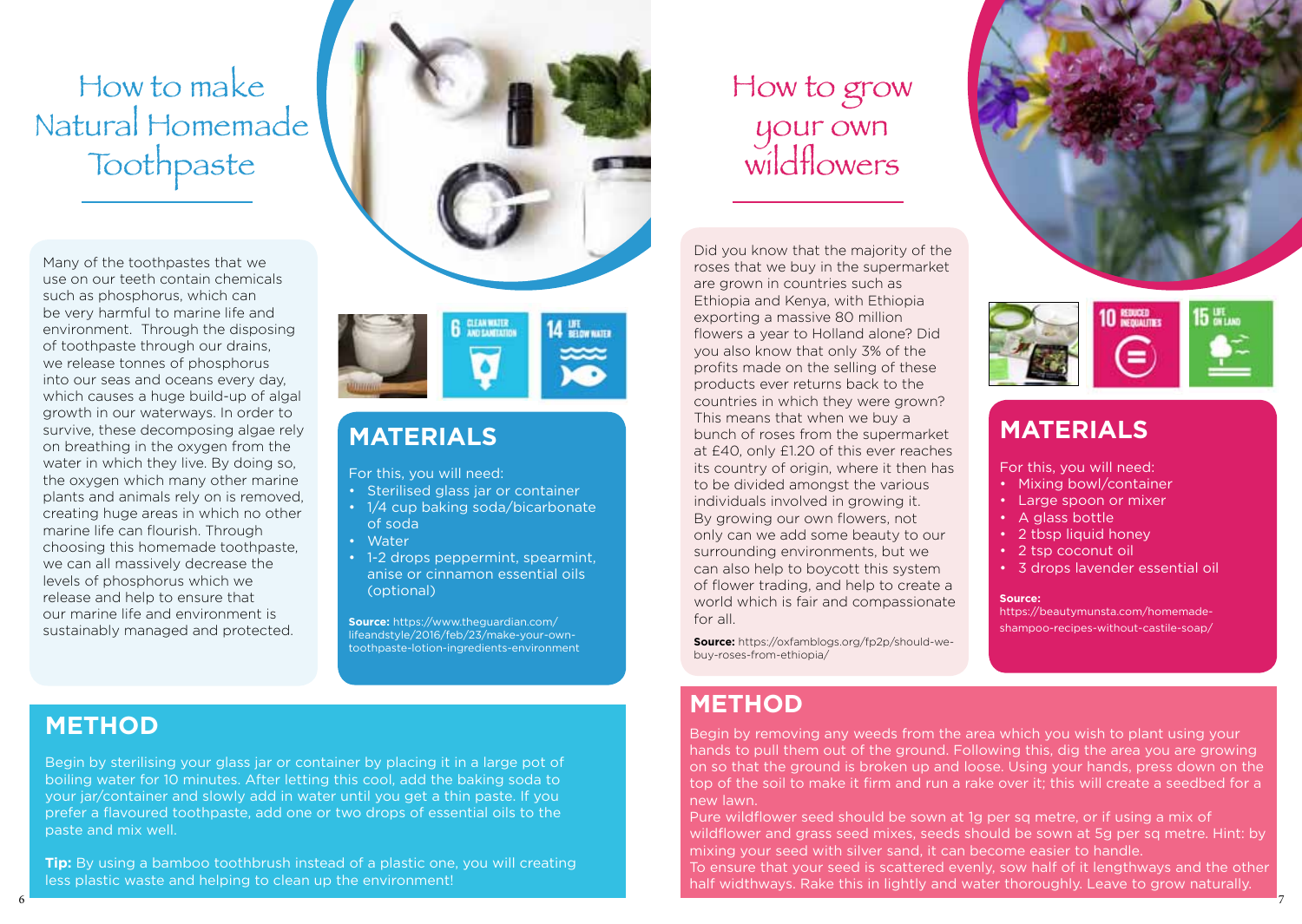# How to make Natural Homemade Toothpaste

Many of the toothpastes that we use on our teeth contain chemicals such as phosphorus, which can be very harmful to marine life and environment. Through the disposing of toothpaste through our drains, we release tonnes of phosphorus into our seas and oceans every day, which causes a huge build-up of algal growth in our waterways. In order to survive, these decomposing algae rely on breathing in the oxygen from the water in which they live. By doing so, the oxygen which many other marine plants and animals rely on is removed, creating huge areas in which no other marine life can flourish. Through choosing this homemade toothpaste, we can all massively decrease the levels of phosphorus which we release and help to ensure that our marine life and environment is sustainably managed and protected.

6 CLEAN WATER AND SANITATION

14 LIFE BELOW WATER

## MATERIALS

For this, you will need:

- Sterilised glass jar or container
- 1/4 cup baking soda/bicarbonate of soda
- Water
- 1-2 drops peppermint, spearmint, anise or cinnamon essential oils (optional)

**Source:** https://www.theguardian.com/lifeandstyle/2016/feb/23/make-your-own-toothpaste-lotion-ingredients-environment

## METHOD

Begin by sterilising your glass jar or container by placing it in a large pot of boiling water for 10 minutes. After letting this cool, add the baking soda to your jar/container and slowly add in water until you get a thin paste. If you prefer a flavoured toothpaste, add one or two drops of essential oils to the paste and mix well.

**Tip:** By using a bamboo toothbrush instead of a plastic one, you will creating less plastic waste and helping to clean up the environment!

# How to grow your own wildflowers

Did you know that the majority of the roses that we buy in the supermarket are grown in countries such as Ethiopia and Kenya, with Ethiopia exporting a massive 80 million flowers a year to Holland alone? Did you also know that only 3% of the profits made on the selling of these products ever returns back to the countries in which they were grown? This means that when we buy a bunch of roses from the supermarket at £40, only £1.20 of this ever reaches its country of origin, where it then has to be divided amongst the various individuals involved in growing it. By growing our own flowers, not only can we add some beauty to our surrounding environments, but we can also help to boycott this system of flower trading, and help to create a world which is fair and compassionate for all.

**Source:** https://oxfamblogs.org/fp2p/should-we-buy-roses-from-ethiopia/

10 REDUCED INEQUALITIES

15 LIFE ON LAND

## MATERIALS

For this, you will need:

- Mixing bowl/container
- Large spoon or mixer
- A glass bottle
- 2 tbsp liquid honey
- 2 tsp coconut oil
- 3 drops lavender essential oil

**Source:**
https://beautymunsta.com/homemade-shampoo-recipes-without-castile-soap/

## METHOD

Begin by removing any weeds from the area which you wish to plant using your hands to pull them out of the ground. Following this, dig the area you are growing on so that the ground is broken up and loose. Using your hands, press down on the top of the soil to make it firm and run a rake over it; this will create a seedbed for a new lawn.

Pure wildflower seed should be sown at 1g per sq metre, or if using a mix of wildflower and grass seed mixes, seeds should be sown at 5g per sq metre. Hint: by mixing your seed with silver sand, it can become easier to handle.

To ensure that your seed is scattered evenly, sow half of it lengthways and the other half widthways. Rake this in lightly and water thoroughly. Leave to grow naturally.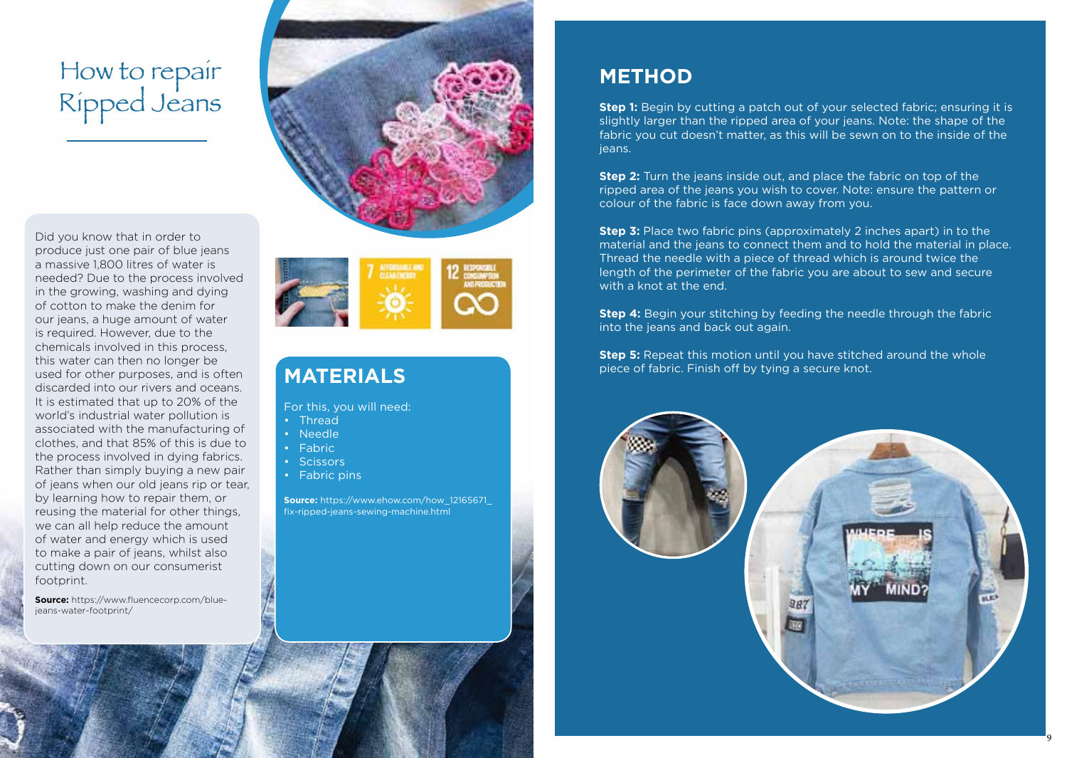# How to repair Ripped Jeans

Did you know that in order to produce just one pair of blue jeans a massive 1,800 litres of water is needed? Due to the process involved in the growing, washing and dying of cotton to make the denim for our jeans, a huge amount of water is required. However, due to the chemicals involved in this process, this water can then no longer be used for other purposes, and is often discarded into our rivers and oceans. It is estimated that up to 20% of the world's industrial water pollution is associated with the manufacturing of clothes, and that 85% of this is due to the process involved in dying fabrics. Rather than simply buying a new pair of jeans when our old jeans rip or tear, by learning how to repair them, or reusing the material for other things, we can all help reduce the amount of water and energy which is used to make a pair of jeans, whilst also cutting down on our consumerist footprint.

**Source:** https://www.fluencecorp.com/blue-jeans-water-footprint/

## MATERIALS

For this, you will need:

- Thread
- Needle
- Fabric
- Scissors
- Fabric pins

**Source:** https://www.ehow.com/how_12165671_fix-ripped-jeans-sewing-machine.html

## METHOD

**Step 1:** Begin by cutting a patch out of your selected fabric; ensuring it is slightly larger than the ripped area of your jeans. Note: the shape of the fabric you cut doesn't matter, as this will be sewn on to the inside of the jeans.

**Step 2:** Turn the jeans inside out, and place the fabric on top of the ripped area of the jeans you wish to cover. Note: ensure the pattern or colour of the fabric is face down away from you.

**Step 3:** Place two fabric pins (approximately 2 inches apart) in to the material and the jeans to connect them and to hold the material in place. Thread the needle with a piece of thread which is around twice the length of the perimeter of the fabric you are about to sew and secure with a knot at the end.

**Step 4:** Begin your stitching by feeding the needle through the fabric into the jeans and back out again.

**Step 5:** Repeat this motion until you have stitched around the whole piece of fabric. Finish off by tying a secure knot.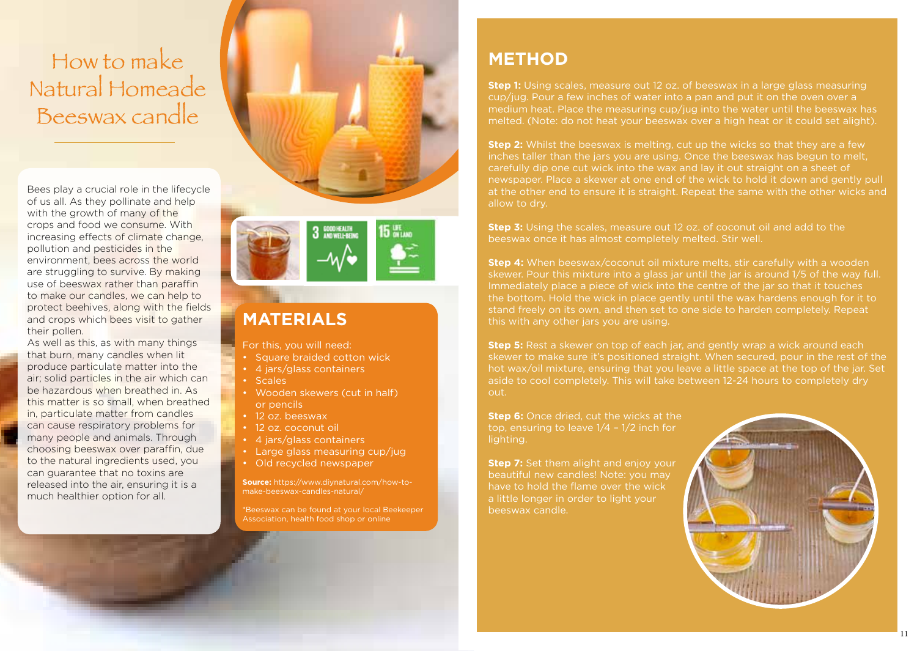# How to make Natural Homeade Beeswax candle

Bees play a crucial role in the lifecycle of us all. As they pollinate and help with the growth of many of the crops and food we consume. With increasing effects of climate change, pollution and pesticides in the environment, bees across the world are struggling to survive. By making use of beeswax rather than paraffin to make our candles, we can help to protect beehives, along with the fields and crops which bees visit to gather their pollen.

As well as this, as with many things that burn, many candles when lit produce particulate matter into the air; solid particles in the air which can be hazardous when breathed in. As this matter is so small, when breathed in, particulate matter from candles can cause respiratory problems for many people and animals. Through choosing beeswax over paraffin, due to the natural ingredients used, you can guarantee that no toxins are released into the air, ensuring it is a much healthier option for all.

3 GOOD HEALTH AND WELL-BEING

15 LIFE ON LAND

## MATERIALS

For this, you will need:

- Square braided cotton wick
- 4 jars/glass containers
- Scales
- Wooden skewers (cut in half) or pencils
- 12 oz. beeswax
- 12 oz. coconut oil
- 4 jars/glass containers
- Large glass measuring cup/jug
- Old recycled newspaper

**Source:** https://www.diynatural.com/how-to-make-beeswax-candles-natural/

*Beeswax can be found at your local Beekeeper Association, health food shop or online

## METHOD

**Step 1:** Using scales, measure out 12 oz. of beeswax in a large glass measuring cup/jug. Pour a few inches of water into a pan and put it on the oven over a medium heat. Place the measuring cup/jug into the water until the beeswax has melted. (Note: do not heat your beeswax over a high heat or it could set alight).

**Step 2:** Whilst the beeswax is melting, cut up the wicks so that they are a few inches taller than the jars you are using. Once the beeswax has begun to melt, carefully dip one cut wick into the wax and lay it out straight on a sheet of newspaper. Place a skewer at one end of the wick to hold it down and gently pull at the other end to ensure it is straight. Repeat the same with the other wicks and allow to dry.

**Step 3:** Using the scales, measure out 12 oz. of coconut oil and add to the beeswax once it has almost completely melted. Stir well.

**Step 4:** When beeswax/coconut oil mixture melts, stir carefully with a wooden skewer. Pour this mixture into a glass jar until the jar is around 1/5 of the way full. Immediately place a piece of wick into the centre of the jar so that it touches the bottom. Hold the wick in place gently until the wax hardens enough for it to stand freely on its own, and then set to one side to harden completely. Repeat this with any other jars you are using.

**Step 5:** Rest a skewer on top of each jar, and gently wrap a wick around each skewer to make sure it's positioned straight. When secured, pour in the rest of the hot wax/oil mixture, ensuring that you leave a little space at the top of the jar. Set aside to cool completely. This will take between 12-24 hours to completely dry out.

**Step 6:** Once dried, cut the wicks at the top, ensuring to leave 1/4 – 1/2 inch for lighting.

**Step 7:** Set them alight and enjoy your beautiful new candles! Note: you may have to hold the flame over the wick a little longer in order to light your beeswax candle.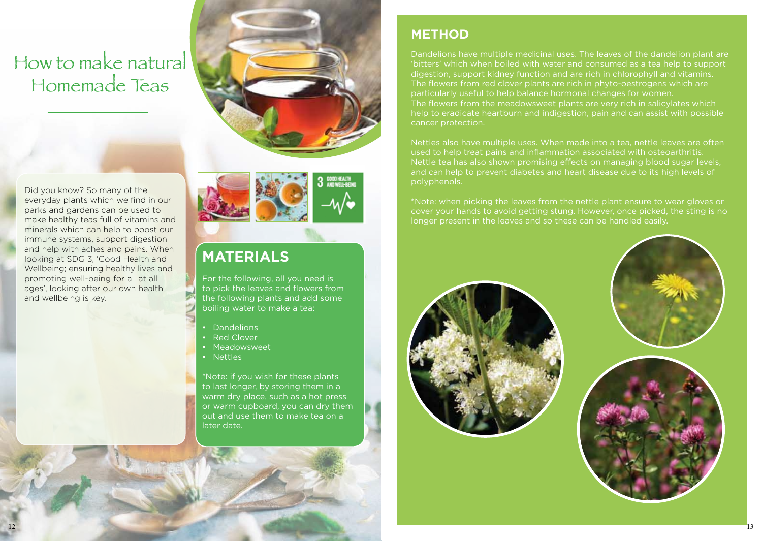# How to make natural Homemade Teas

Did you know? So many of the everyday plants which we find in our parks and gardens can be used to make healthy teas full of vitamins and minerals which can help to boost our immune systems, support digestion and help with aches and pains. When looking at SDG 3, 'Good Health and Wellbeing; ensuring healthy lives and promoting well-being for all at all ages', looking after our own health and wellbeing is key.

3 GOOD HEALTH AND WELL-BEING

## MATERIALS

For the following, all you need is to pick the leaves and flowers from the following plants and add some boiling water to make a tea:

- Dandelions
- Red Clover
- Meadowsweet
- Nettles

*Note: if you wish for these plants to last longer, by storing them in a warm dry place, such as a hot press or warm cupboard, you can dry them out and use them to make tea on a later date.

## METHOD

Dandelions have multiple medicinal uses. The leaves of the dandelion plant are 'bitters' which when boiled with water and consumed as a tea help to support digestion, support kidney function and are rich in chlorophyll and vitamins. The flowers from red clover plants are rich in phyto-oestrogens which are particularly useful to help balance hormonal changes for women. The flowers from the meadowsweet plants are very rich in salicylates which help to eradicate heartburn and indigestion, pain and can assist with possible cancer protection.

Nettles also have multiple uses. When made into a tea, nettle leaves are often used to help treat pains and inflammation associated with osteoarthritis. Nettle tea has also shown promising effects on managing blood sugar levels, and can help to prevent diabetes and heart disease due to its high levels of polyphenols.

*Note: when picking the leaves from the nettle plant ensure to wear gloves or cover your hands to avoid getting stung. However, once picked, the sting is no longer present in the leaves and so these can be handled easily.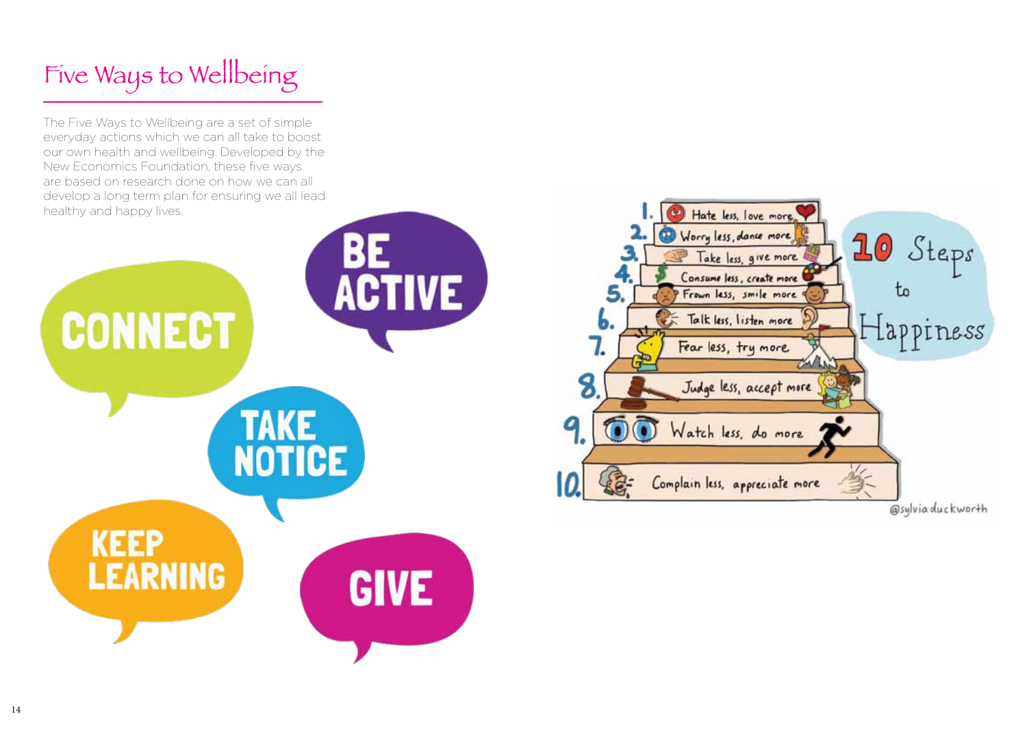# Five Ways to Wellbeing

The Five Ways to Wellbeing are a set of simple everyday actions which we can all take to boost our own health and wellbeing. Developed by the New Economics Foundation, these five ways are based on research done on how we can all develop a long term plan for ensuring we all lead healthy and happy lives.

CONNECT

BE ACTIVE

TAKE NOTICE

KEEP LEARNING

GIVE

10 Steps to Happiness

1. Hate less, love more
2. Worry less, dance more
3. Take less, give more
4. Consume less, create more
5. Frown less, smile more
6. Talk less, listen more
7. Fear less, try more
8. Judge less, accept more
9. Watch less, do more
10. Complain less, appreciate more

@sylviaduckworth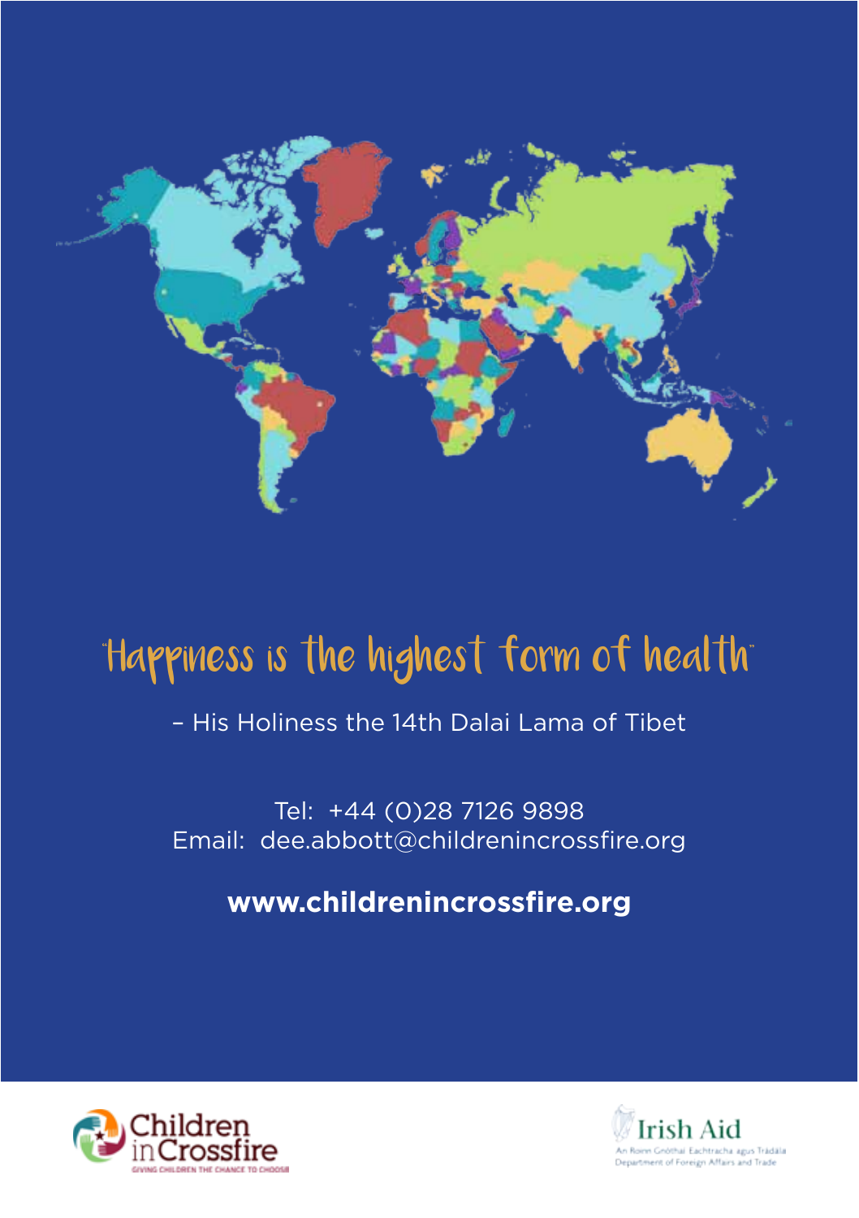"Happiness is the highest form of health"

– His Holiness the 14th Dalai Lama of Tibet

Tel: +44 (0)28 7126 9898
Email: dee.abbott@childrenincrossfire.org

**www.childrenincrossfire.org**

Children in Crossfire
GIVING CHILDREN THE CHANCE TO CHOOSE

Irish Aid
An Roinn Gnóthaí Eachtracha agus Trádála
Department of Foreign Affairs and Trade